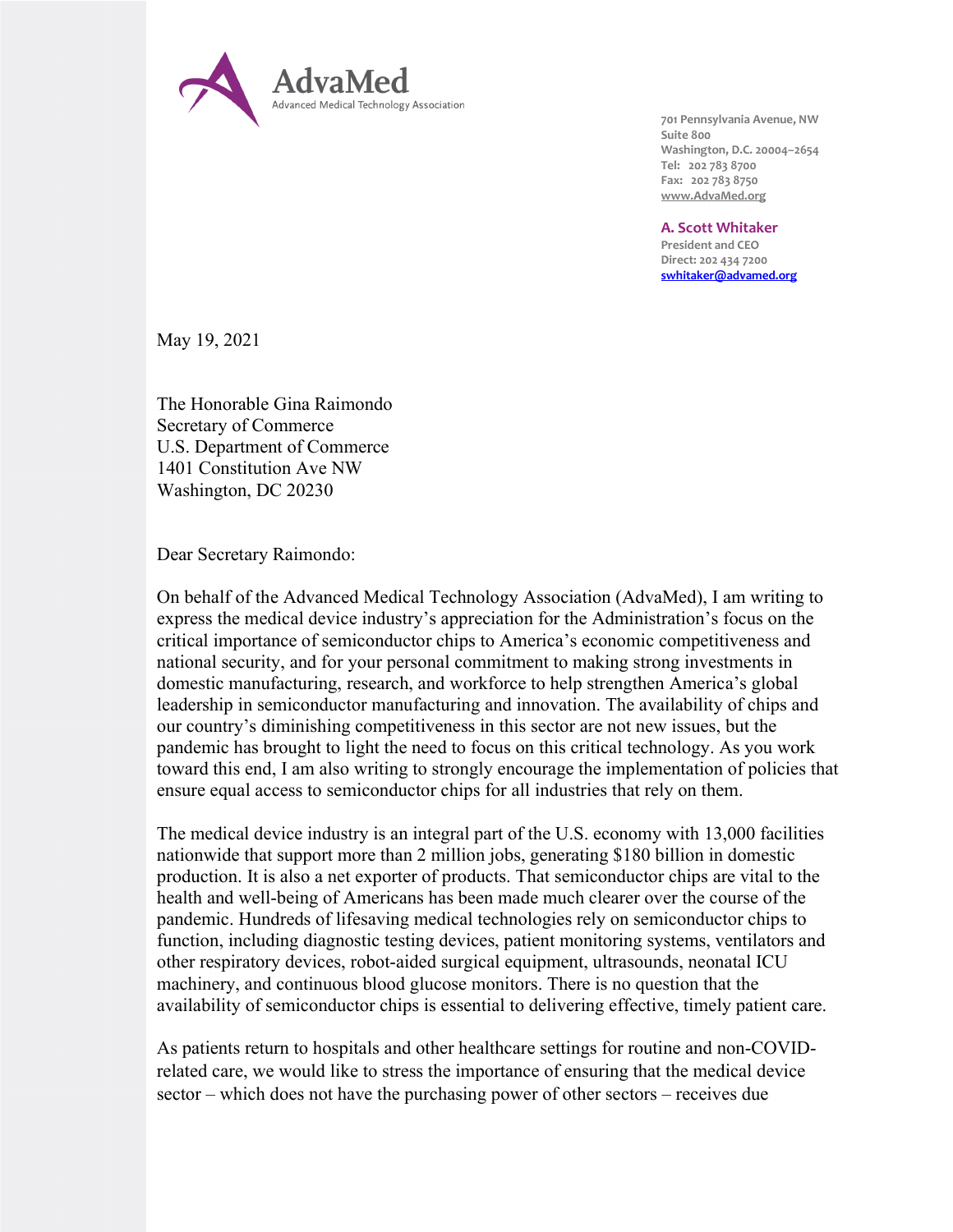**AdvaMed**
Advanced Medical Technology Association

701 Pennsylvania Avenue, NW
Suite 800
Washington, D.C. 20004–2654
Tel: 202 783 8700
Fax: 202 783 8750
www.AdvaMed.org

**A. Scott Whitaker**
President and CEO
Direct: 202 434 7200
swhitaker@advamed.org

May 19, 2021

The Honorable Gina Raimondo
Secretary of Commerce
U.S. Department of Commerce
1401 Constitution Ave NW
Washington, DC 20230

Dear Secretary Raimondo:

On behalf of the Advanced Medical Technology Association (AdvaMed), I am writing to express the medical device industry's appreciation for the Administration's focus on the critical importance of semiconductor chips to America's economic competitiveness and national security, and for your personal commitment to making strong investments in domestic manufacturing, research, and workforce to help strengthen America's global leadership in semiconductor manufacturing and innovation. The availability of chips and our country's diminishing competitiveness in this sector are not new issues, but the pandemic has brought to light the need to focus on this critical technology. As you work toward this end, I am also writing to strongly encourage the implementation of policies that ensure equal access to semiconductor chips for all industries that rely on them.

The medical device industry is an integral part of the U.S. economy with 13,000 facilities nationwide that support more than 2 million jobs, generating $180 billion in domestic production. It is also a net exporter of products. That semiconductor chips are vital to the health and well-being of Americans has been made much clearer over the course of the pandemic. Hundreds of lifesaving medical technologies rely on semiconductor chips to function, including diagnostic testing devices, patient monitoring systems, ventilators and other respiratory devices, robot-aided surgical equipment, ultrasounds, neonatal ICU machinery, and continuous blood glucose monitors. There is no question that the availability of semiconductor chips is essential to delivering effective, timely patient care.

As patients return to hospitals and other healthcare settings for routine and non-COVID-related care, we would like to stress the importance of ensuring that the medical device sector – which does not have the purchasing power of other sectors – receives due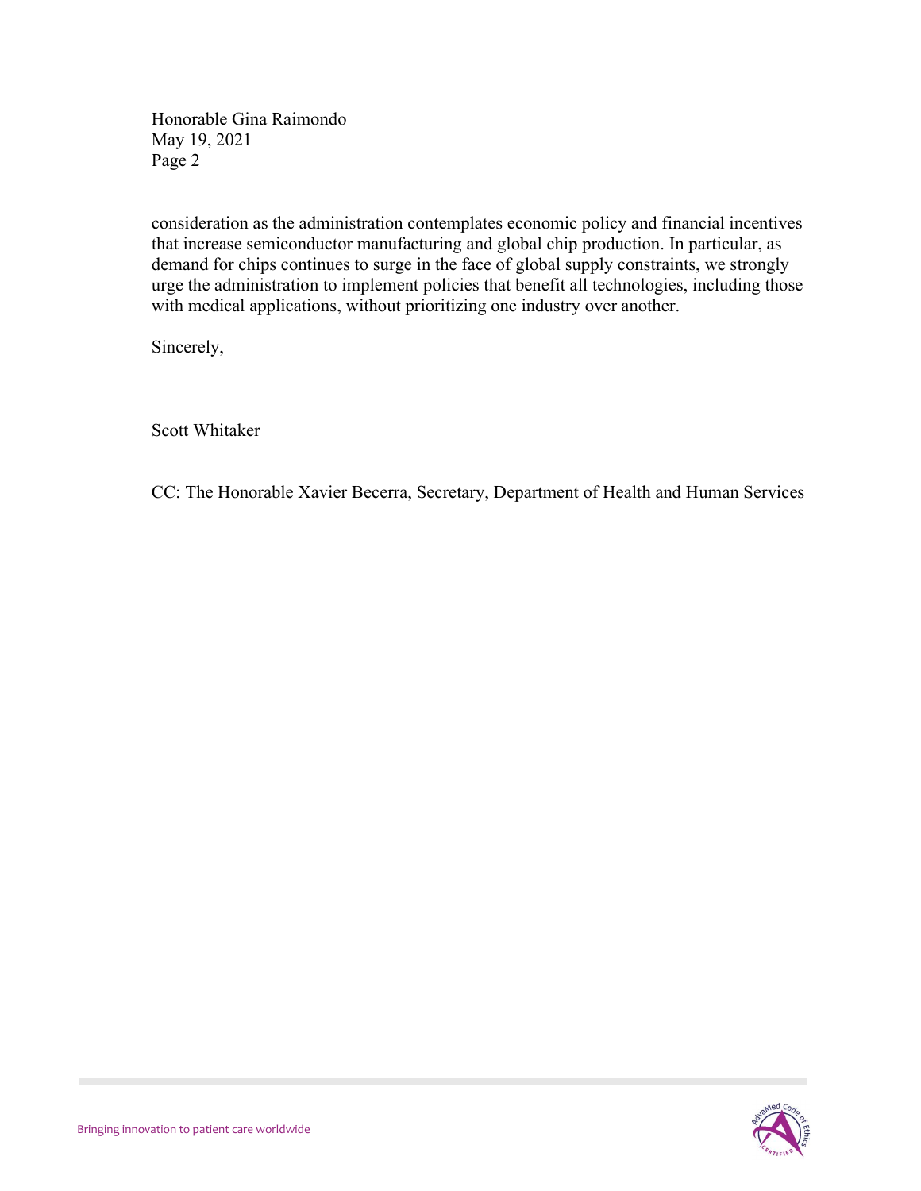consideration as the administration contemplates economic policy and financial incentives that increase semiconductor manufacturing and global chip production. In particular, as demand for chips continues to surge in the face of global supply constraints, we strongly urge the administration to implement policies that benefit all technologies, including those with medical applications, without prioritizing one industry over another.

Sincerely,

Scott Whitaker

CC: The Honorable Xavier Becerra, Secretary, Department of Health and Human Services